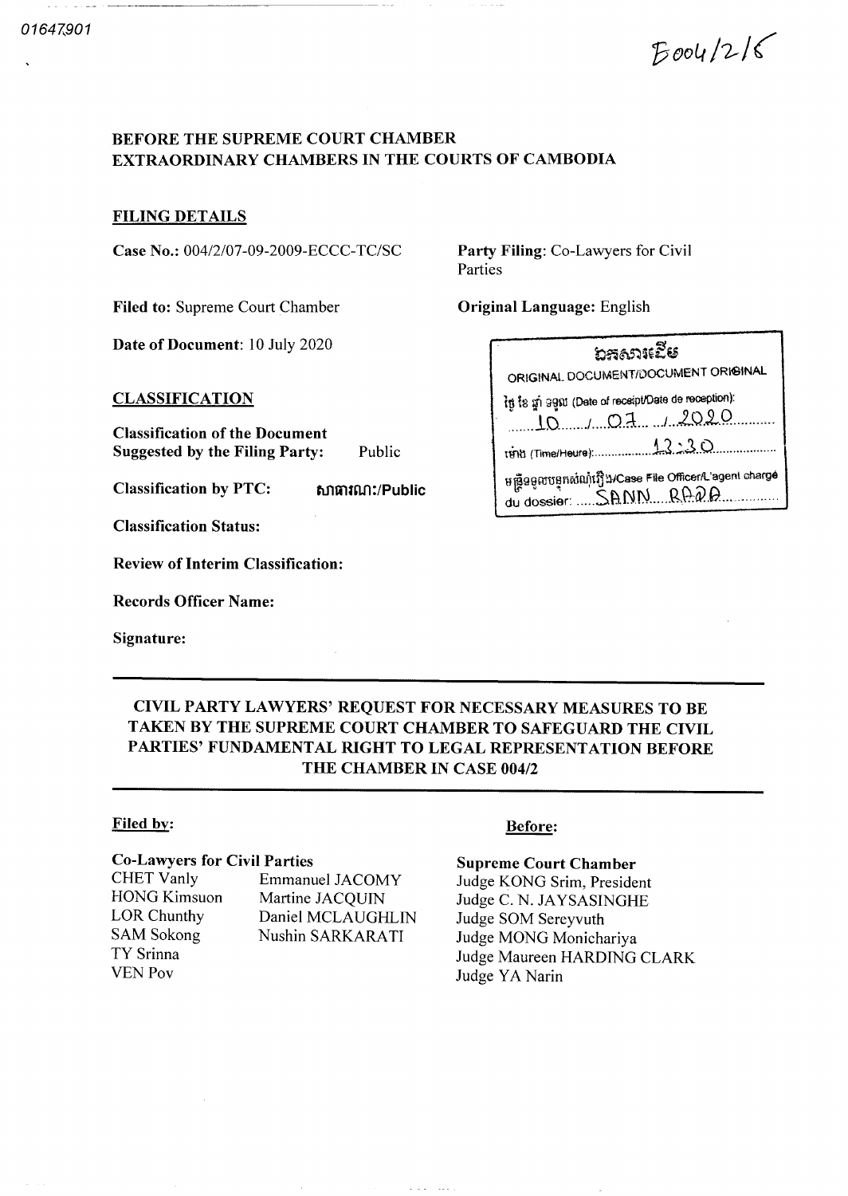01647901

E004/2/16

**BEFORE THE SUPREME COURT CHAMBER**
**EXTRAORDINARY CHAMBERS IN THE COURTS OF CAMBODIA**

**FILING DETAILS**

**Case No.:** 004/2/07-09-2009-ECCC-TC/SC

**Party Filing:** Co-Lawyers for Civil Parties

**Filed to:** Supreme Court Chamber

**Original Language:** English

**Date of Document:** 10 July 2020

| ឯកសារដើម |
|---|
| ORIGINAL DOCUMENT/DOCUMENT ORIGINAL |
| ថ្ងៃ ខែ ឆ្នាំ ទទួល (Date of receipt/Date de reception): 10 / 07 / 2020 |
| ម៉ោង (Time/Heure): 12:30 |
| មន្ត្រីទទួលបន្ទុកសំណុំរឿង/Case File Officer/L'agent chargé du dossier: SANN RADA |

**CLASSIFICATION**

**Classification of the Document Suggested by the Filing Party:** Public

**Classification by PTC:** សាធារណៈ/Public

**Classification Status:**

**Review of Interim Classification:**

**Records Officer Name:**

**Signature:**

---

**CIVIL PARTY LAWYERS' REQUEST FOR NECESSARY MEASURES TO BE TAKEN BY THE SUPREME COURT CHAMBER TO SAFEGUARD THE CIVIL PARTIES' FUNDAMENTAL RIGHT TO LEGAL REPRESENTATION BEFORE THE CHAMBER IN CASE 004/2**

---

**Filed by:**

**Co-Lawyers for Civil Parties**

CHET Vanly
HONG Kimsuon
LOR Chunthy
SAM Sokong
TY Srinna
VEN Pov
Emmanuel JACOMY
Martine JACQUIN
Daniel MCLAUGHLIN
Nushin SARKARATI

**Before:**

**Supreme Court Chamber**

Judge KONG Srim, President
Judge C. N. JAYSASINGHE
Judge SOM Sereyvuth
Judge MONG Monichariya
Judge Maureen HARDING CLARK
Judge YA Narin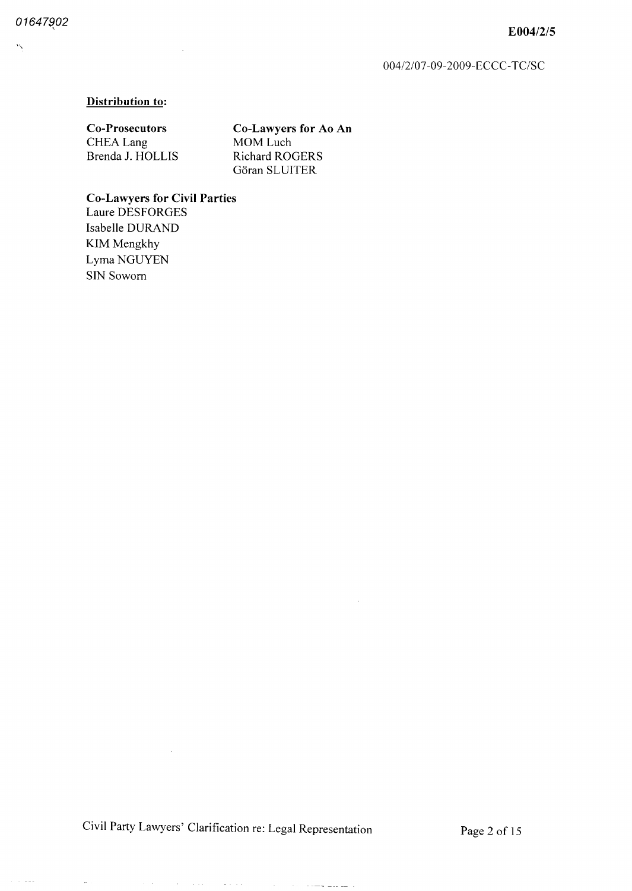**Distribution to:**

**Co-Prosecutors**
CHEA Lang
Brenda J. HOLLIS

**Co-Lawyers for Ao An**
MOM Luch
Richard ROGERS
Göran SLUITER

**Co-Lawyers for Civil Parties**
Laure DESFORGES
Isabelle DURAND
KIM Mengkhy
Lyma NGUYEN
SIN Soworn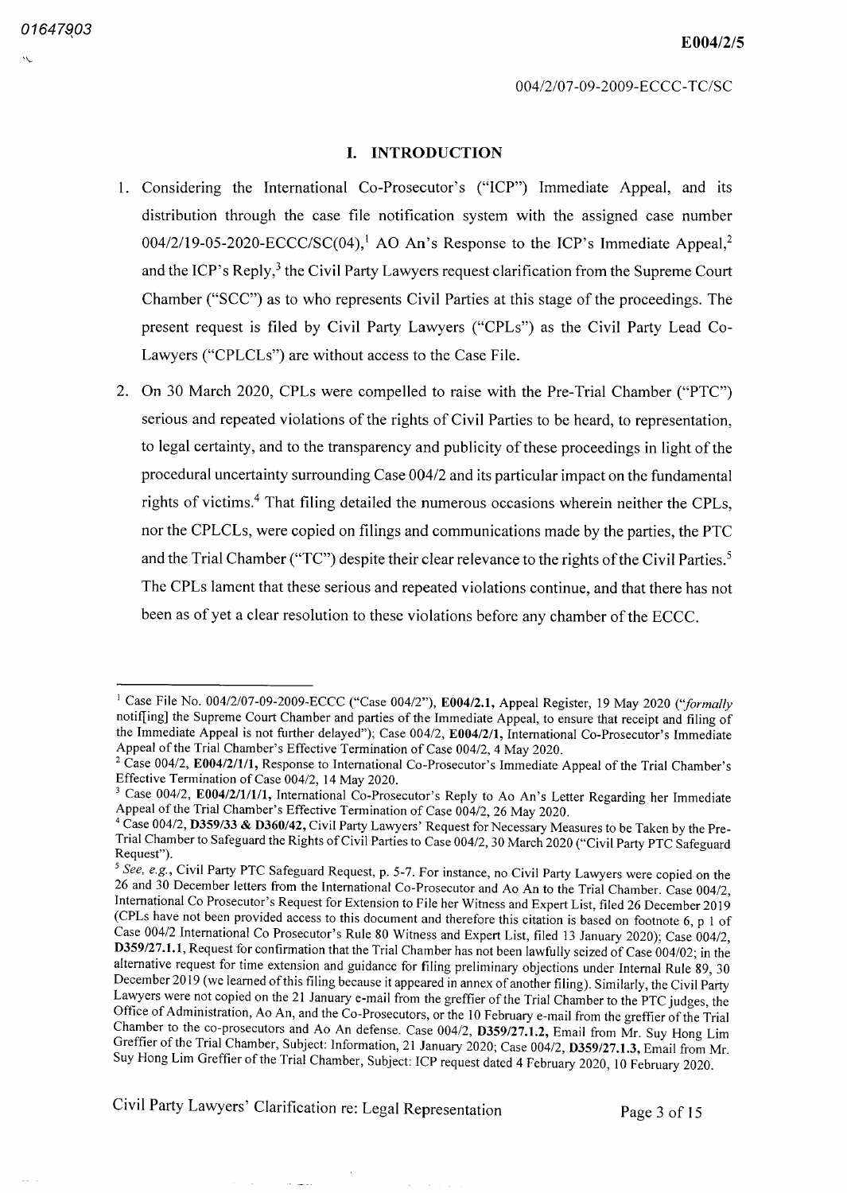## I. INTRODUCTION

1. Considering the International Co-Prosecutor's ("ICP") Immediate Appeal, and its distribution through the case file notification system with the assigned case number 004/2/19-05-2020-ECCC/SC(04),[1] AO An's Response to the ICP's Immediate Appeal,[2] and the ICP's Reply,[3] the Civil Party Lawyers request clarification from the Supreme Court Chamber ("SCC") as to who represents Civil Parties at this stage of the proceedings. The present request is filed by Civil Party Lawyers ("CPLs") as the Civil Party Lead Co-Lawyers ("CPLCLs") are without access to the Case File.

2. On 30 March 2020, CPLs were compelled to raise with the Pre-Trial Chamber ("PTC") serious and repeated violations of the rights of Civil Parties to be heard, to representation, to legal certainty, and to the transparency and publicity of these proceedings in light of the procedural uncertainty surrounding Case 004/2 and its particular impact on the fundamental rights of victims.[4] That filing detailed the numerous occasions wherein neither the CPLs, nor the CPLCLs, were copied on filings and communications made by the parties, the PTC and the Trial Chamber ("TC") despite their clear relevance to the rights of the Civil Parties.[5] The CPLs lament that these serious and repeated violations continue, and that there has not been as of yet a clear resolution to these violations before any chamber of the ECCC.

---

[1] Case File No. 004/2/07-09-2009-ECCC ("Case 004/2"), **E004/2.1**, Appeal Register, 19 May 2020 ("*formally* notif[ing] the Supreme Court Chamber and parties of the Immediate Appeal, to ensure that receipt and filing of the Immediate Appeal is not further delayed"); Case 004/2, **E004/2/1**, International Co-Prosecutor's Immediate Appeal of the Trial Chamber's Effective Termination of Case 004/2, 4 May 2020.

[2] Case 004/2, **E004/2/1/1**, Response to International Co-Prosecutor's Immediate Appeal of the Trial Chamber's Effective Termination of Case 004/2, 14 May 2020.

[3] Case 004/2, **E004/2/1/1/1**, International Co-Prosecutor's Reply to Ao An's Letter Regarding her Immediate Appeal of the Trial Chamber's Effective Termination of Case 004/2, 26 May 2020.

[4] Case 004/2, **D359/33 & D360/42**, Civil Party Lawyers' Request for Necessary Measures to be Taken by the Pre-Trial Chamber to Safeguard the Rights of Civil Parties to Case 004/2, 30 March 2020 ("Civil Party PTC Safeguard Request").

[5] *See, e.g.*, Civil Party PTC Safeguard Request, p. 5-7. For instance, no Civil Party Lawyers were copied on the 26 and 30 December letters from the International Co-Prosecutor and Ao An to the Trial Chamber. Case 004/2, International Co Prosecutor's Request for Extension to File her Witness and Expert List, filed 26 December 2019 (CPLs have not been provided access to this document and therefore this citation is based on footnote 6, p 1 of Case 004/2 International Co Prosecutor's Rule 80 Witness and Expert List, filed 13 January 2020); Case 004/2, **D359/27.1.1**, Request for confirmation that the Trial Chamber has not been lawfully seized of Case 004/02; in the alternative request for time extension and guidance for filing preliminary objections under Internal Rule 89, 30 December 2019 (we learned of this filing because it appeared in annex of another filing). Similarly, the Civil Party Lawyers were not copied on the 21 January e-mail from the greffier of the Trial Chamber to the PTC judges, the Office of Administration, Ao An, and the Co-Prosecutors, or the 10 February e-mail from the greffier of the Trial Chamber to the co-prosecutors and Ao An defense. Case 004/2, **D359/27.1.2**, Email from Mr. Suy Hong Lim Greffier of the Trial Chamber, Subject: Information, 21 January 2020; Case 004/2, **D359/27.1.3**, Email from Mr. Suy Hong Lim Greffier of the Trial Chamber, Subject: ICP request dated 4 February 2020, 10 February 2020.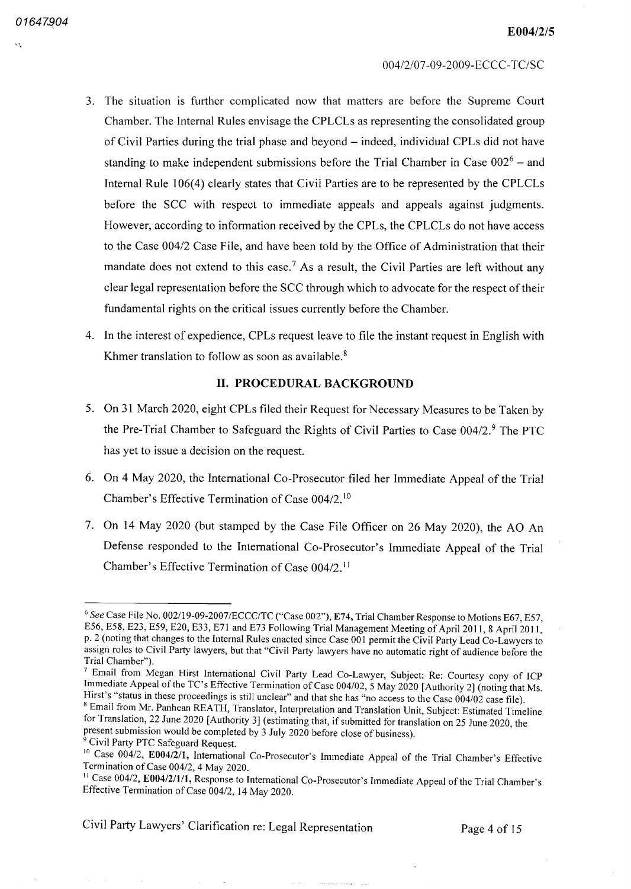3. The situation is further complicated now that matters are before the Supreme Court Chamber. The Internal Rules envisage the CPLCLs as representing the consolidated group of Civil Parties during the trial phase and beyond – indeed, individual CPLs did not have standing to make independent submissions before the Trial Chamber in Case 002[6] – and Internal Rule 106(4) clearly states that Civil Parties are to be represented by the CPLCLs before the SCC with respect to immediate appeals and appeals against judgments. However, according to information received by the CPLs, the CPLCLs do not have access to the Case 004/2 Case File, and have been told by the Office of Administration that their mandate does not extend to this case.[7] As a result, the Civil Parties are left without any clear legal representation before the SCC through which to advocate for the respect of their fundamental rights on the critical issues currently before the Chamber.

4. In the interest of expedience, CPLs request leave to file the instant request in English with Khmer translation to follow as soon as available.[8]

## II. PROCEDURAL BACKGROUND

5. On 31 March 2020, eight CPLs filed their Request for Necessary Measures to be Taken by the Pre-Trial Chamber to Safeguard the Rights of Civil Parties to Case 004/2.[9] The PTC has yet to issue a decision on the request.

6. On 4 May 2020, the International Co-Prosecutor filed her Immediate Appeal of the Trial Chamber's Effective Termination of Case 004/2.[10]

7. On 14 May 2020 (but stamped by the Case File Officer on 26 May 2020), the AO An Defense responded to the International Co-Prosecutor's Immediate Appeal of the Trial Chamber's Effective Termination of Case 004/2.[11]

---

[6] *See* Case File No. 002/19-09-2007/ECCC/TC ("Case 002"), **E74**, Trial Chamber Response to Motions E67, E57, E56, E58, E23, E59, E20, E33, E71 and E73 Following Trial Management Meeting of April 2011, 8 April 2011, p. 2 (noting that changes to the Internal Rules enacted since Case 001 permit the Civil Party Lead Co-Lawyers to assign roles to Civil Party lawyers, but that "Civil Party lawyers have no automatic right of audience before the Trial Chamber").

[7] Email from Megan Hirst International Civil Party Lead Co-Lawyer, Subject: Re: Courtesy copy of ICP Immediate Appeal of the TC's Effective Termination of Case 004/02, 5 May 2020 [Authority 2] (noting that Ms. Hirst's "status in these proceedings is still unclear" and that she has "no access to the Case 004/02 case file).

[8] Email from Mr. Panhean REATH, Translator, Interpretation and Translation Unit, Subject: Estimated Timeline for Translation, 22 June 2020 [Authority 3] (estimating that, if submitted for translation on 25 June 2020, the present submission would be completed by 3 July 2020 before close of business).

[9] Civil Party PTC Safeguard Request.

[10] Case 004/2, **E004/2/1**, International Co-Prosecutor's Immediate Appeal of the Trial Chamber's Effective Termination of Case 004/2, 4 May 2020.

[11] Case 004/2, **E004/2/1/1**, Response to International Co-Prosecutor's Immediate Appeal of the Trial Chamber's Effective Termination of Case 004/2, 14 May 2020.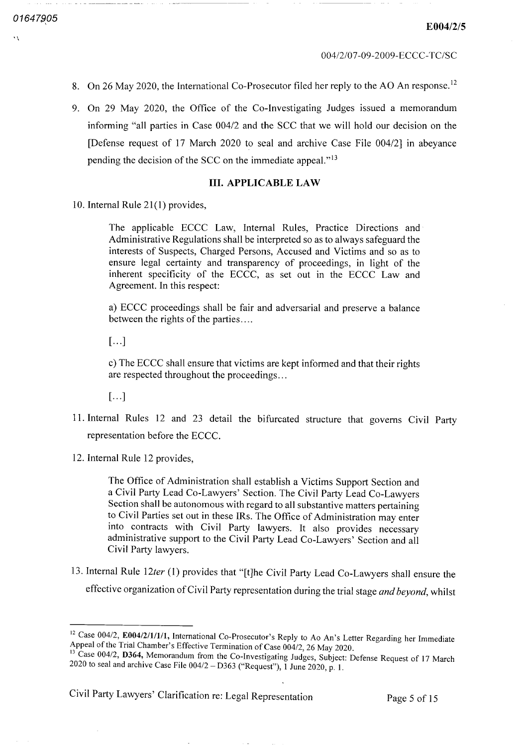8. On 26 May 2020, the International Co-Prosecutor filed her reply to the AO An response.[12]

9. On 29 May 2020, the Office of the Co-Investigating Judges issued a memorandum informing "all parties in Case 004/2 and the SCC that we will hold our decision on the [Defense request of 17 March 2020 to seal and archive Case File 004/2] in abeyance pending the decision of the SCC on the immediate appeal."[13]

## III. APPLICABLE LAW

10. Internal Rule 21(1) provides,

> The applicable ECCC Law, Internal Rules, Practice Directions and Administrative Regulations shall be interpreted so as to always safeguard the interests of Suspects, Charged Persons, Accused and Victims and so as to ensure legal certainty and transparency of proceedings, in light of the inherent specificity of the ECCC, as set out in the ECCC Law and Agreement. In this respect:
>
> a) ECCC proceedings shall be fair and adversarial and preserve a balance between the rights of the parties....
>
> [...]
>
> c) The ECCC shall ensure that victims are kept informed and that their rights are respected throughout the proceedings...
>
> [...]

11. Internal Rules 12 and 23 detail the bifurcated structure that governs Civil Party representation before the ECCC.

12. Internal Rule 12 provides,

> The Office of Administration shall establish a Victims Support Section and a Civil Party Lead Co-Lawyers' Section. The Civil Party Lead Co-Lawyers Section shall be autonomous with regard to all substantive matters pertaining to Civil Parties set out in these IRs. The Office of Administration may enter into contracts with Civil Party lawyers. It also provides necessary administrative support to the Civil Party Lead Co-Lawyers' Section and all Civil Party lawyers.

13. Internal Rule 12*ter* (1) provides that "[t]he Civil Party Lead Co-Lawyers shall ensure the effective organization of Civil Party representation during the trial stage *and beyond*, whilst

---

[12] Case 004/2, **E004/2/1/1/1**, International Co-Prosecutor's Reply to Ao An's Letter Regarding her Immediate Appeal of the Trial Chamber's Effective Termination of Case 004/2, 26 May 2020.

[13] Case 004/2, **D364**, Memorandum from the Co-Investigating Judges, Subject: Defense Request of 17 March 2020 to seal and archive Case File 004/2 – D363 ("Request"), 1 June 2020, p. 1.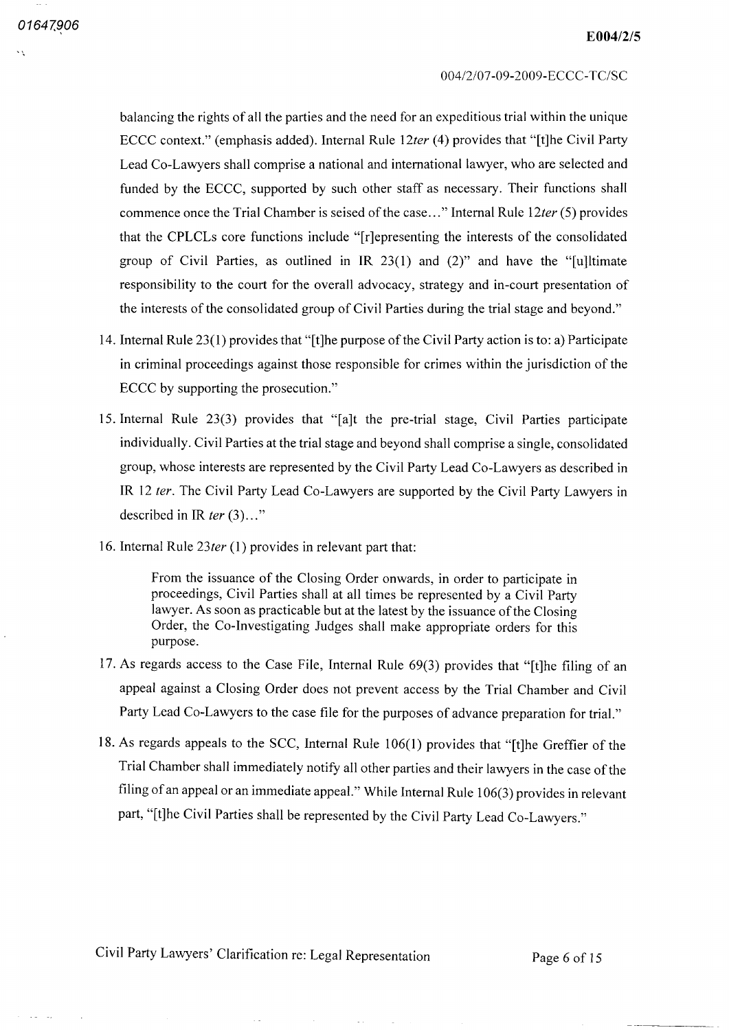balancing the rights of all the parties and the need for an expeditious trial within the unique ECCC context." (emphasis added). Internal Rule 12*ter* (4) provides that "[t]he Civil Party Lead Co-Lawyers shall comprise a national and international lawyer, who are selected and funded by the ECCC, supported by such other staff as necessary. Their functions shall commence once the Trial Chamber is seised of the case…" Internal Rule 12*ter* (5) provides that the CPLCLs core functions include "[r]epresenting the interests of the consolidated group of Civil Parties, as outlined in IR 23(1) and (2)" and have the "[u]ltimate responsibility to the court for the overall advocacy, strategy and in-court presentation of the interests of the consolidated group of Civil Parties during the trial stage and beyond."

14. Internal Rule 23(1) provides that "[t]he purpose of the Civil Party action is to: a) Participate in criminal proceedings against those responsible for crimes within the jurisdiction of the ECCC by supporting the prosecution."

15. Internal Rule 23(3) provides that "[a]t the pre-trial stage, Civil Parties participate individually. Civil Parties at the trial stage and beyond shall comprise a single, consolidated group, whose interests are represented by the Civil Party Lead Co-Lawyers as described in IR 12 *ter*. The Civil Party Lead Co-Lawyers are supported by the Civil Party Lawyers in described in IR *ter* (3)…"

16. Internal Rule 23*ter* (1) provides in relevant part that:

> From the issuance of the Closing Order onwards, in order to participate in proceedings, Civil Parties shall at all times be represented by a Civil Party lawyer. As soon as practicable but at the latest by the issuance of the Closing Order, the Co-Investigating Judges shall make appropriate orders for this purpose.

17. As regards access to the Case File, Internal Rule 69(3) provides that "[t]he filing of an appeal against a Closing Order does not prevent access by the Trial Chamber and Civil Party Lead Co-Lawyers to the case file for the purposes of advance preparation for trial."

18. As regards appeals to the SCC, Internal Rule 106(1) provides that "[t]he Greffier of the Trial Chamber shall immediately notify all other parties and their lawyers in the case of the filing of an appeal or an immediate appeal." While Internal Rule 106(3) provides in relevant part, "[t]he Civil Parties shall be represented by the Civil Party Lead Co-Lawyers."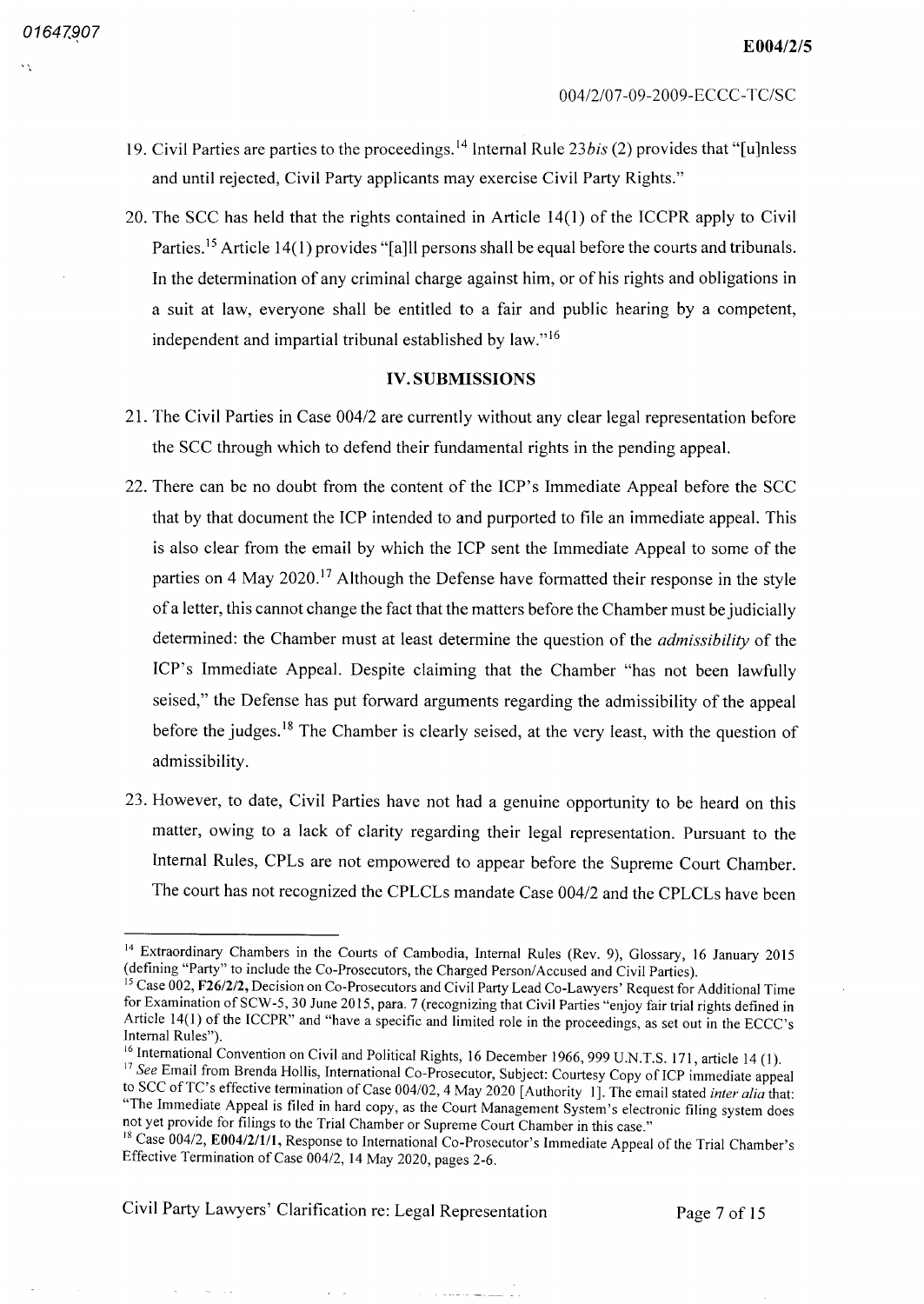19. Civil Parties are parties to the proceedings.[14] Internal Rule 23*bis* (2) provides that "[u]nless and until rejected, Civil Party applicants may exercise Civil Party Rights."

20. The SCC has held that the rights contained in Article 14(1) of the ICCPR apply to Civil Parties.[15] Article 14(1) provides "[a]ll persons shall be equal before the courts and tribunals. In the determination of any criminal charge against him, or of his rights and obligations in a suit at law, everyone shall be entitled to a fair and public hearing by a competent, independent and impartial tribunal established by law."[16]

## IV. SUBMISSIONS

21. The Civil Parties in Case 004/2 are currently without any clear legal representation before the SCC through which to defend their fundamental rights in the pending appeal.

22. There can be no doubt from the content of the ICP's Immediate Appeal before the SCC that by that document the ICP intended to and purported to file an immediate appeal. This is also clear from the email by which the ICP sent the Immediate Appeal to some of the parties on 4 May 2020.[17] Although the Defense have formatted their response in the style of a letter, this cannot change the fact that the matters before the Chamber must be judicially determined: the Chamber must at least determine the question of the *admissibility* of the ICP's Immediate Appeal. Despite claiming that the Chamber "has not been lawfully seised," the Defense has put forward arguments regarding the admissibility of the appeal before the judges.[18] The Chamber is clearly seised, at the very least, with the question of admissibility.

23. However, to date, Civil Parties have not had a genuine opportunity to be heard on this matter, owing to a lack of clarity regarding their legal representation. Pursuant to the Internal Rules, CPLs are not empowered to appear before the Supreme Court Chamber. The court has not recognized the CPLCLs mandate Case 004/2 and the CPLCLs have been

---

[14] Extraordinary Chambers in the Courts of Cambodia, Internal Rules (Rev. 9), Glossary, 16 January 2015 (defining "Party" to include the Co-Prosecutors, the Charged Person/Accused and Civil Parties).

[15] Case 002, **F26/2/2,** Decision on Co-Prosecutors and Civil Party Lead Co-Lawyers' Request for Additional Time for Examination of SCW-5, 30 June 2015, para. 7 (recognizing that Civil Parties "enjoy fair trial rights defined in Article 14(1) of the ICCPR" and "have a specific and limited role in the proceedings, as set out in the ECCC's Internal Rules").

[16] International Convention on Civil and Political Rights, 16 December 1966, 999 U.N.T.S. 171, article 14 (1).

[17] *See* Email from Brenda Hollis, International Co-Prosecutor, Subject: Courtesy Copy of ICP immediate appeal to SCC of TC's effective termination of Case 004/02, 4 May 2020 [Authority 1]. The email stated *inter alia* that: "The Immediate Appeal is filed in hard copy, as the Court Management System's electronic filing system does not yet provide for filings to the Trial Chamber or Supreme Court Chamber in this case."

[18] Case 004/2, **E004/2/1/1,** Response to International Co-Prosecutor's Immediate Appeal of the Trial Chamber's Effective Termination of Case 004/2, 14 May 2020, pages 2-6.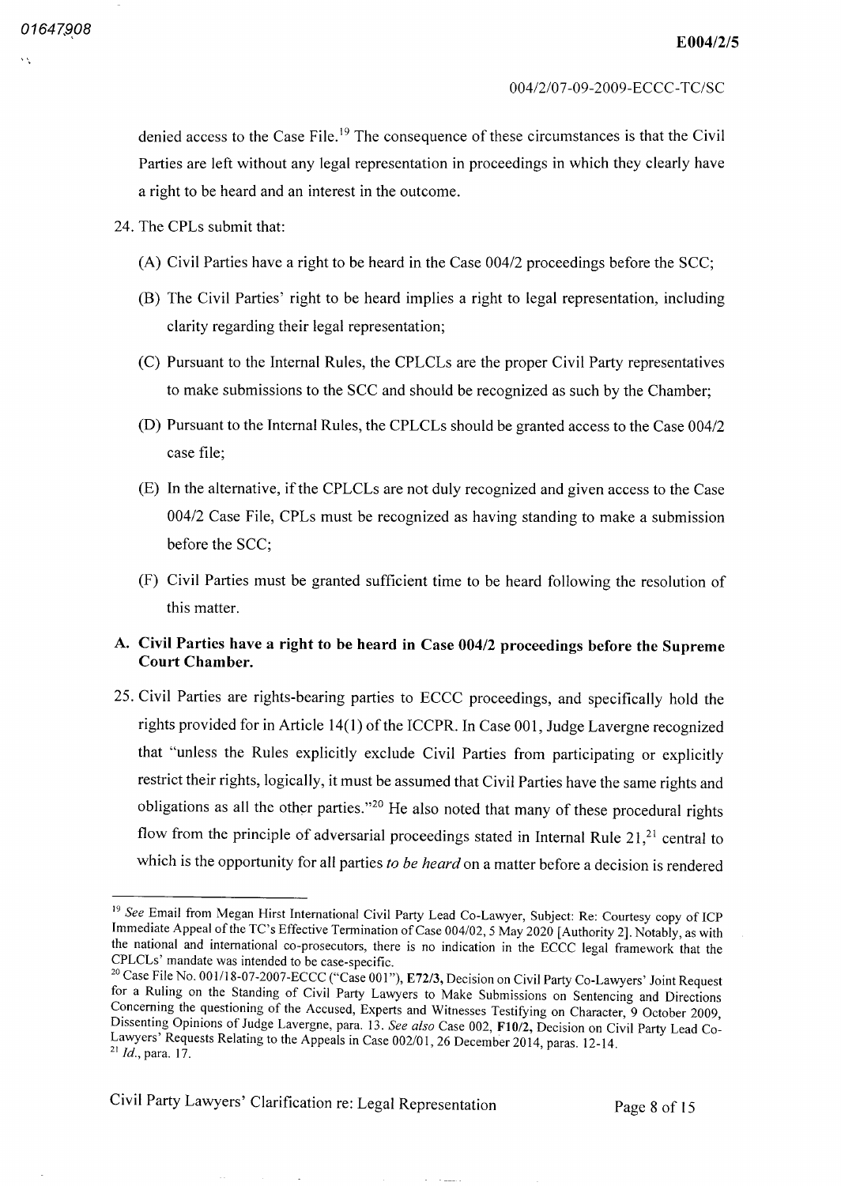denied access to the Case File.[19] The consequence of these circumstances is that the Civil Parties are left without any legal representation in proceedings in which they clearly have a right to be heard and an interest in the outcome.

24. The CPLs submit that:

   (A) Civil Parties have a right to be heard in the Case 004/2 proceedings before the SCC;

   (B) The Civil Parties' right to be heard implies a right to legal representation, including clarity regarding their legal representation;

   (C) Pursuant to the Internal Rules, the CPLCLs are the proper Civil Party representatives to make submissions to the SCC and should be recognized as such by the Chamber;

   (D) Pursuant to the Internal Rules, the CPLCLs should be granted access to the Case 004/2 case file;

   (E) In the alternative, if the CPLCLs are not duly recognized and given access to the Case 004/2 Case File, CPLs must be recognized as having standing to make a submission before the SCC;

   (F) Civil Parties must be granted sufficient time to be heard following the resolution of this matter.

## A. Civil Parties have a right to be heard in Case 004/2 proceedings before the Supreme Court Chamber.

25. Civil Parties are rights-bearing parties to ECCC proceedings, and specifically hold the rights provided for in Article 14(1) of the ICCPR. In Case 001, Judge Lavergne recognized that "unless the Rules explicitly exclude Civil Parties from participating or explicitly restrict their rights, logically, it must be assumed that Civil Parties have the same rights and obligations as all the other parties."[20] He also noted that many of these procedural rights flow from the principle of adversarial proceedings stated in Internal Rule 21,[21] central to which is the opportunity for all parties *to be heard* on a matter before a decision is rendered

---

[19] *See* Email from Megan Hirst International Civil Party Lead Co-Lawyer, Subject: Re: Courtesy copy of ICP Immediate Appeal of the TC's Effective Termination of Case 004/02, 5 May 2020 [Authority 2]. Notably, as with the national and international co-prosecutors, there is no indication in the ECCC legal framework that the CPLCLs' mandate was intended to be case-specific.

[20] Case File No. 001/18-07-2007-ECCC ("Case 001"), **E72/3,** Decision on Civil Party Co-Lawyers' Joint Request for a Ruling on the Standing of Civil Party Lawyers to Make Submissions on Sentencing and Directions Concerning the questioning of the Accused, Experts and Witnesses Testifying on Character, 9 October 2009, Dissenting Opinions of Judge Lavergne, para. 13. *See also* Case 002, **F10/2,** Decision on Civil Party Lead Co-Lawyers' Requests Relating to the Appeals in Case 002/01, 26 December 2014, paras. 12-14.

[21] *Id.*, para. 17.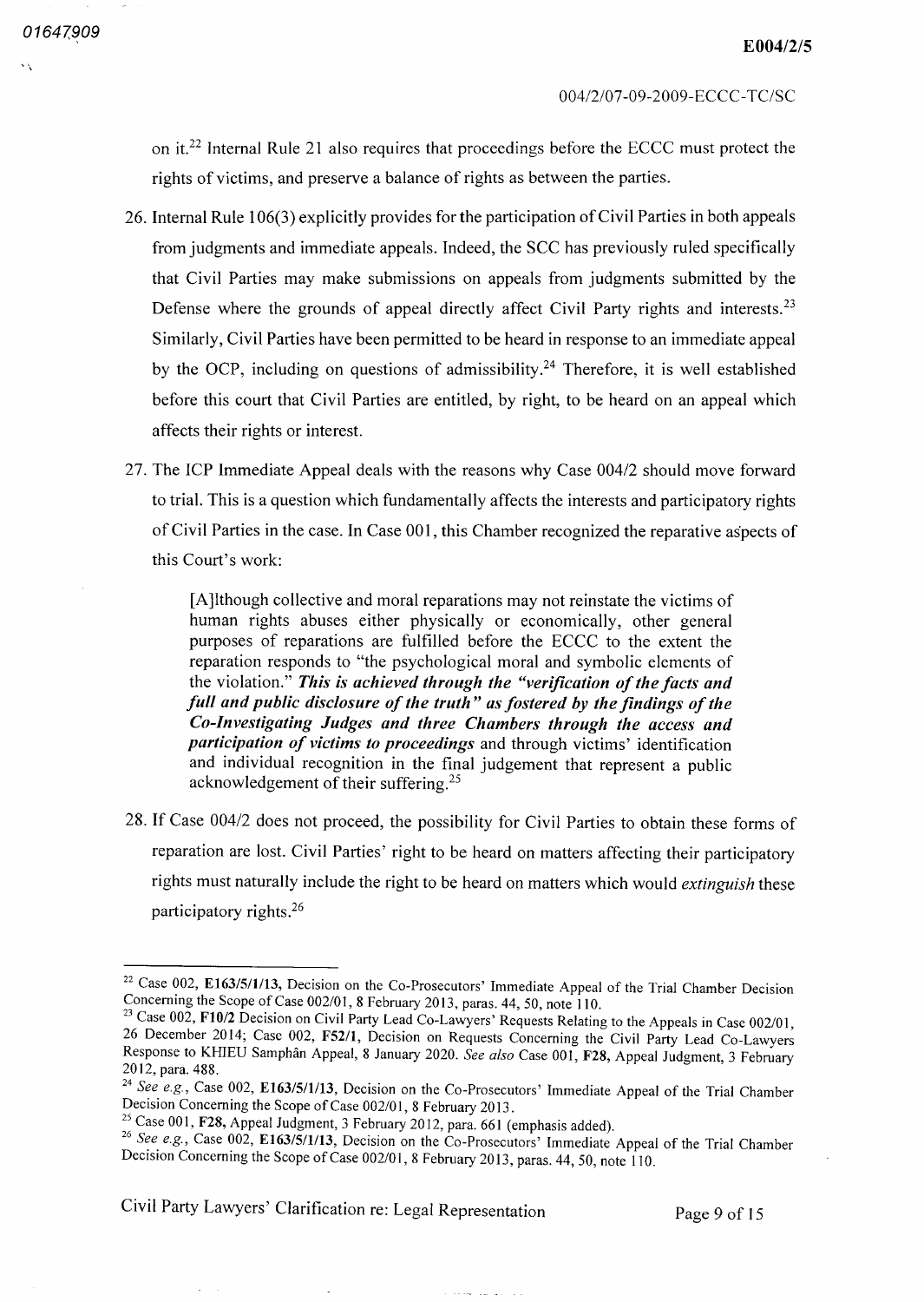on it.[22] Internal Rule 21 also requires that proceedings before the ECCC must protect the rights of victims, and preserve a balance of rights as between the parties.

26. Internal Rule 106(3) explicitly provides for the participation of Civil Parties in both appeals from judgments and immediate appeals. Indeed, the SCC has previously ruled specifically that Civil Parties may make submissions on appeals from judgments submitted by the Defense where the grounds of appeal directly affect Civil Party rights and interests.[23] Similarly, Civil Parties have been permitted to be heard in response to an immediate appeal by the OCP, including on questions of admissibility.[24] Therefore, it is well established before this court that Civil Parties are entitled, by right, to be heard on an appeal which affects their rights or interest.

27. The ICP Immediate Appeal deals with the reasons why Case 004/2 should move forward to trial. This is a question which fundamentally affects the interests and participatory rights of Civil Parties in the case. In Case 001, this Chamber recognized the reparative aspects of this Court's work:

> [A]lthough collective and moral reparations may not reinstate the victims of human rights abuses either physically or economically, other general purposes of reparations are fulfilled before the ECCC to the extent the reparation responds to "the psychological moral and symbolic elements of the violation." ***This is achieved through the "verification of the facts and full and public disclosure of the truth" as fostered by the findings of the Co-Investigating Judges and three Chambers through the access and participation of victims to proceedings*** and through victims' identification and individual recognition in the final judgement that represent a public acknowledgement of their suffering.[25]

28. If Case 004/2 does not proceed, the possibility for Civil Parties to obtain these forms of reparation are lost. Civil Parties' right to be heard on matters affecting their participatory rights must naturally include the right to be heard on matters which would *extinguish* these participatory rights.[26]

---

[22] Case 002, **E163/5/1/13**, Decision on the Co-Prosecutors' Immediate Appeal of the Trial Chamber Decision Concerning the Scope of Case 002/01, 8 February 2013, paras. 44, 50, note 110.

[23] Case 002, **F10/2** Decision on Civil Party Lead Co-Lawyers' Requests Relating to the Appeals in Case 002/01, 26 December 2014; Case 002, **F52/1**, Decision on Requests Concerning the Civil Party Lead Co-Lawyers Response to KHIEU Samphân Appeal, 8 January 2020. *See also* Case 001, **F28**, Appeal Judgment, 3 February 2012, para. 488.

[24] *See e.g.*, Case 002, **E163/5/1/13**, Decision on the Co-Prosecutors' Immediate Appeal of the Trial Chamber Decision Concerning the Scope of Case 002/01, 8 February 2013.

[25] Case 001, **F28**, Appeal Judgment, 3 February 2012, para. 661 (emphasis added).

[26] *See e.g.*, Case 002, **E163/5/1/13**, Decision on the Co-Prosecutors' Immediate Appeal of the Trial Chamber Decision Concerning the Scope of Case 002/01, 8 February 2013, paras. 44, 50, note 110.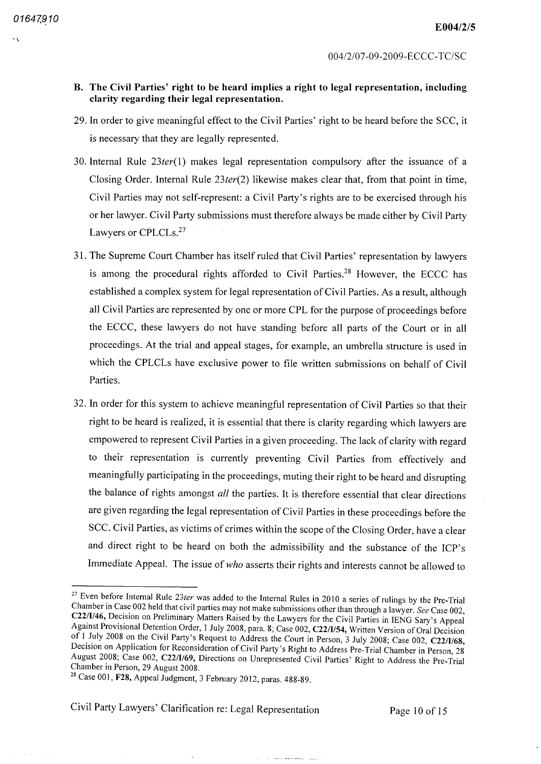**B. The Civil Parties' right to be heard implies a right to legal representation, including clarity regarding their legal representation.**

29. In order to give meaningful effect to the Civil Parties' right to be heard before the SCC, it is necessary that they are legally represented.

30. Internal Rule 23*ter*(1) makes legal representation compulsory after the issuance of a Closing Order. Internal Rule 23*ter*(2) likewise makes clear that, from that point in time, Civil Parties may not self-represent: a Civil Party's rights are to be exercised through his or her lawyer. Civil Party submissions must therefore always be made either by Civil Party Lawyers or CPLCLs.[27]

31. The Supreme Court Chamber has itself ruled that Civil Parties' representation by lawyers is among the procedural rights afforded to Civil Parties.[28] However, the ECCC has established a complex system for legal representation of Civil Parties. As a result, although all Civil Parties are represented by one or more CPL for the purpose of proceedings before the ECCC, these lawyers do not have standing before all parts of the Court or in all proceedings. At the trial and appeal stages, for example, an umbrella structure is used in which the CPLCLs have exclusive power to file written submissions on behalf of Civil Parties.

32. In order for this system to achieve meaningful representation of Civil Parties so that their right to be heard is realized, it is essential that there is clarity regarding which lawyers are empowered to represent Civil Parties in a given proceeding. The lack of clarity with regard to their representation is currently preventing Civil Parties from effectively and meaningfully participating in the proceedings, muting their right to be heard and disrupting the balance of rights amongst *all* the parties. It is therefore essential that clear directions are given regarding the legal representation of Civil Parties in these proceedings before the SCC. Civil Parties, as victims of crimes within the scope of the Closing Order, have a clear and direct right to be heard on both the admissibility and the substance of the ICP's Immediate Appeal. The issue of *who* asserts their rights and interests cannot be allowed to

---

[27] Even before Internal Rule 23*ter* was added to the Internal Rules in 2010 a series of rulings by the Pre-Trial Chamber in Case 002 held that civil parties may not make submissions other than through a lawyer. *See* Case 002, **C22/I/46**, Decision on Preliminary Matters Raised by the Lawyers for the Civil Parties in IENG Sary's Appeal Against Provisional Detention Order, 1 July 2008, para. 8; Case 002, **C22/I/54**, Written Version of Oral Decision of 1 July 2008 on the Civil Party's Request to Address the Court in Person, 3 July 2008; Case 002, **C22/I/68**, Decision on Application for Reconsideration of Civil Party's Right to Address Pre-Trial Chamber in Person, 28 August 2008; Case 002, **C22/I/69**, Directions on Unrepresented Civil Parties' Right to Address the Pre-Trial Chamber in Person, 29 August 2008.

[28] Case 001, **F28**, Appeal Judgment, 3 February 2012, paras. 488-89.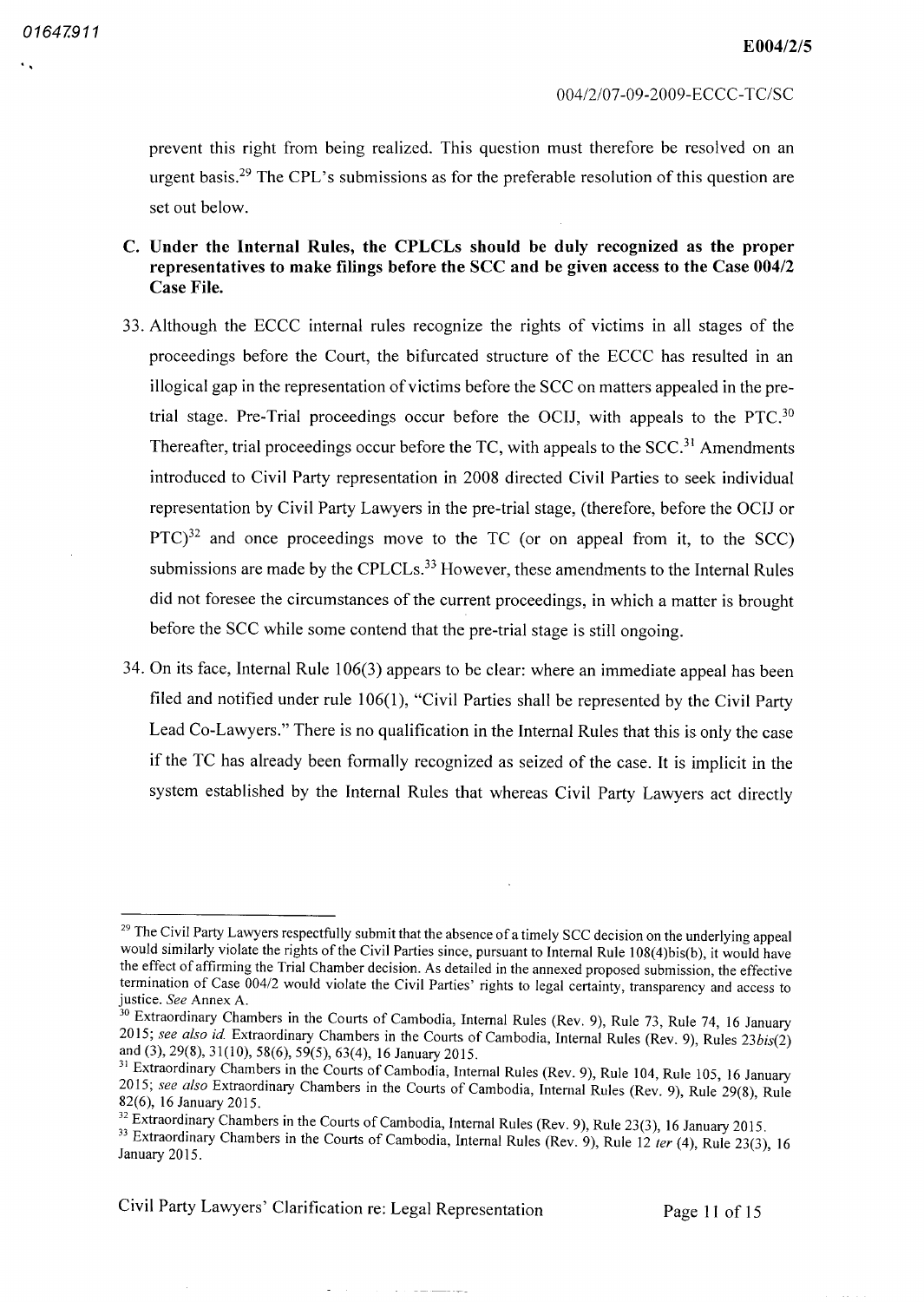prevent this right from being realized. This question must therefore be resolved on an urgent basis.[29] The CPL's submissions as for the preferable resolution of this question are set out below.

**C. Under the Internal Rules, the CPLCLs should be duly recognized as the proper representatives to make filings before the SCC and be given access to the Case 004/2 Case File.**

33. Although the ECCC internal rules recognize the rights of victims in all stages of the proceedings before the Court, the bifurcated structure of the ECCC has resulted in an illogical gap in the representation of victims before the SCC on matters appealed in the pre-trial stage. Pre-Trial proceedings occur before the OCIJ, with appeals to the PTC.[30] Thereafter, trial proceedings occur before the TC, with appeals to the SCC.[31] Amendments introduced to Civil Party representation in 2008 directed Civil Parties to seek individual representation by Civil Party Lawyers in the pre-trial stage, (therefore, before the OCIJ or PTC)[32] and once proceedings move to the TC (or on appeal from it, to the SCC) submissions are made by the CPLCLs.[33] However, these amendments to the Internal Rules did not foresee the circumstances of the current proceedings, in which a matter is brought before the SCC while some contend that the pre-trial stage is still ongoing.

34. On its face, Internal Rule 106(3) appears to be clear: where an immediate appeal has been filed and notified under rule 106(1), "Civil Parties shall be represented by the Civil Party Lead Co-Lawyers." There is no qualification in the Internal Rules that this is only the case if the TC has already been formally recognized as seized of the case. It is implicit in the system established by the Internal Rules that whereas Civil Party Lawyers act directly

---

[29] The Civil Party Lawyers respectfully submit that the absence of a timely SCC decision on the underlying appeal would similarly violate the rights of the Civil Parties since, pursuant to Internal Rule 108(4)bis(b), it would have the effect of affirming the Trial Chamber decision. As detailed in the annexed proposed submission, the effective termination of Case 004/2 would violate the Civil Parties' rights to legal certainty, transparency and access to justice. *See* Annex A.

[30] Extraordinary Chambers in the Courts of Cambodia, Internal Rules (Rev. 9), Rule 73, Rule 74, 16 January 2015; *see also id.* Extraordinary Chambers in the Courts of Cambodia, Internal Rules (Rev. 9), Rules 23*bis*(2) and (3), 29(8), 31(10), 58(6), 59(5), 63(4), 16 January 2015.

[31] Extraordinary Chambers in the Courts of Cambodia, Internal Rules (Rev. 9), Rule 104, Rule 105, 16 January 2015; *see also* Extraordinary Chambers in the Courts of Cambodia, Internal Rules (Rev. 9), Rule 29(8), Rule 82(6), 16 January 2015.

[32] Extraordinary Chambers in the Courts of Cambodia, Internal Rules (Rev. 9), Rule 23(3), 16 January 2015.

[33] Extraordinary Chambers in the Courts of Cambodia, Internal Rules (Rev. 9), Rule 12 *ter* (4), Rule 23(3), 16 January 2015.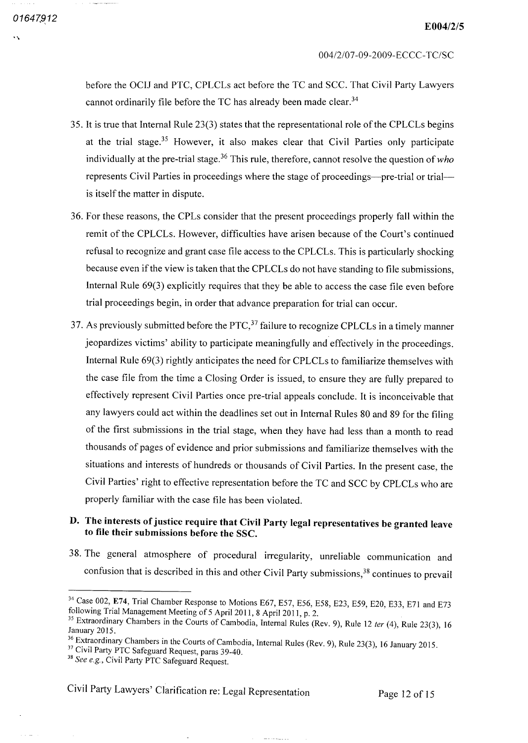before the OCIJ and PTC, CPLCLs act before the TC and SCC. That Civil Party Lawyers cannot ordinarily file before the TC has already been made clear.[34]

35. It is true that Internal Rule 23(3) states that the representational role of the CPLCLs begins at the trial stage.[35] However, it also makes clear that Civil Parties only participate individually at the pre-trial stage.[36] This rule, therefore, cannot resolve the question of *who* represents Civil Parties in proceedings where the stage of proceedings—pre-trial or trial—is itself the matter in dispute.

36. For these reasons, the CPLs consider that the present proceedings properly fall within the remit of the CPLCLs. However, difficulties have arisen because of the Court's continued refusal to recognize and grant case file access to the CPLCLs. This is particularly shocking because even if the view is taken that the CPLCLs do not have standing to file submissions, Internal Rule 69(3) explicitly requires that they be able to access the case file even before trial proceedings begin, in order that advance preparation for trial can occur.

37. As previously submitted before the PTC,[37] failure to recognize CPLCLs in a timely manner jeopardizes victims' ability to participate meaningfully and effectively in the proceedings. Internal Rule 69(3) rightly anticipates the need for CPLCLs to familiarize themselves with the case file from the time a Closing Order is issued, to ensure they are fully prepared to effectively represent Civil Parties once pre-trial appeals conclude. It is inconceivable that any lawyers could act within the deadlines set out in Internal Rules 80 and 89 for the filing of the first submissions in the trial stage, when they have had less than a month to read thousands of pages of evidence and prior submissions and familiarize themselves with the situations and interests of hundreds or thousands of Civil Parties. In the present case, the Civil Parties' right to effective representation before the TC and SCC by CPLCLs who are properly familiar with the case file has been violated.

## D. The interests of justice require that Civil Party legal representatives be granted leave to file their submissions before the SSC.

38. The general atmosphere of procedural irregularity, unreliable communication and confusion that is described in this and other Civil Party submissions,[38] continues to prevail

---

[34] Case 002, **E74**, Trial Chamber Response to Motions E67, E57, E56, E58, E23, E59, E20, E33, E71 and E73 following Trial Management Meeting of 5 April 2011, 8 April 2011, p. 2.

[35] Extraordinary Chambers in the Courts of Cambodia, Internal Rules (Rev. 9), Rule 12 *ter* (4), Rule 23(3), 16 January 2015.

[36] Extraordinary Chambers in the Courts of Cambodia, Internal Rules (Rev. 9), Rule 23(3), 16 January 2015.

[37] Civil Party PTC Safeguard Request, paras 39-40.

[38] *See e.g.*, Civil Party PTC Safeguard Request.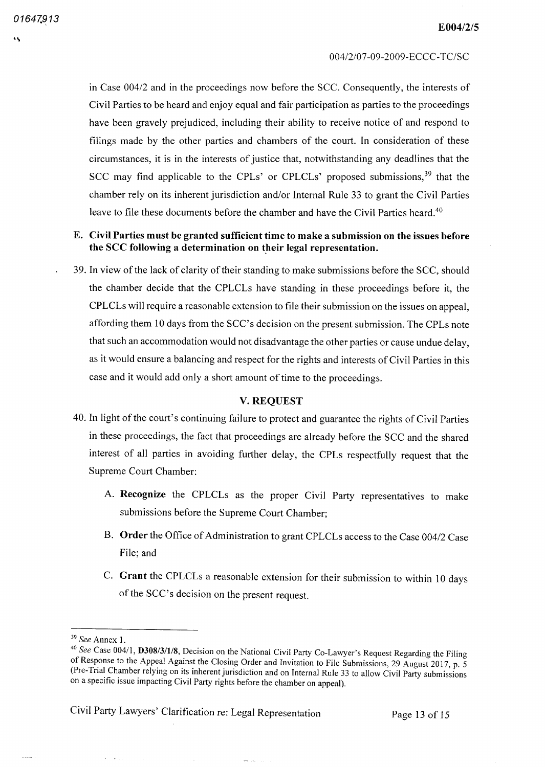in Case 004/2 and in the proceedings now before the SCC. Consequently, the interests of Civil Parties to be heard and enjoy equal and fair participation as parties to the proceedings have been gravely prejudiced, including their ability to receive notice of and respond to filings made by the other parties and chambers of the court. In consideration of these circumstances, it is in the interests of justice that, notwithstanding any deadlines that the SCC may find applicable to the CPLs' or CPLCLs' proposed submissions,[39] that the chamber rely on its inherent jurisdiction and/or Internal Rule 33 to grant the Civil Parties leave to file these documents before the chamber and have the Civil Parties heard.[40]

### E. Civil Parties must be granted sufficient time to make a submission on the issues before the SCC following a determination on their legal representation.

39. In view of the lack of clarity of their standing to make submissions before the SCC, should the chamber decide that the CPLCLs have standing in these proceedings before it, the CPLCLs will require a reasonable extension to file their submission on the issues on appeal, affording them 10 days from the SCC's decision on the present submission. The CPLs note that such an accommodation would not disadvantage the other parties or cause undue delay, as it would ensure a balancing and respect for the rights and interests of Civil Parties in this case and it would add only a short amount of time to the proceedings.

## V. REQUEST

40. In light of the court's continuing failure to protect and guarantee the rights of Civil Parties in these proceedings, the fact that proceedings are already before the SCC and the shared interest of all parties in avoiding further delay, the CPLs respectfully request that the Supreme Court Chamber:

    A. **Recognize** the CPLCLs as the proper Civil Party representatives to make submissions before the Supreme Court Chamber;

    B. **Order** the Office of Administration to grant CPLCLs access to the Case 004/2 Case File; and

    C. **Grant** the CPLCLs a reasonable extension for their submission to within 10 days of the SCC's decision on the present request.

---

[39] *See* Annex 1.

[40] *See* Case 004/1, **D308/3/1/8**, Decision on the National Civil Party Co-Lawyer's Request Regarding the Filing of Response to the Appeal Against the Closing Order and Invitation to File Submissions, 29 August 2017, p. 5 (Pre-Trial Chamber relying on its inherent jurisdiction and on Internal Rule 33 to allow Civil Party submissions on a specific issue impacting Civil Party rights before the chamber on appeal).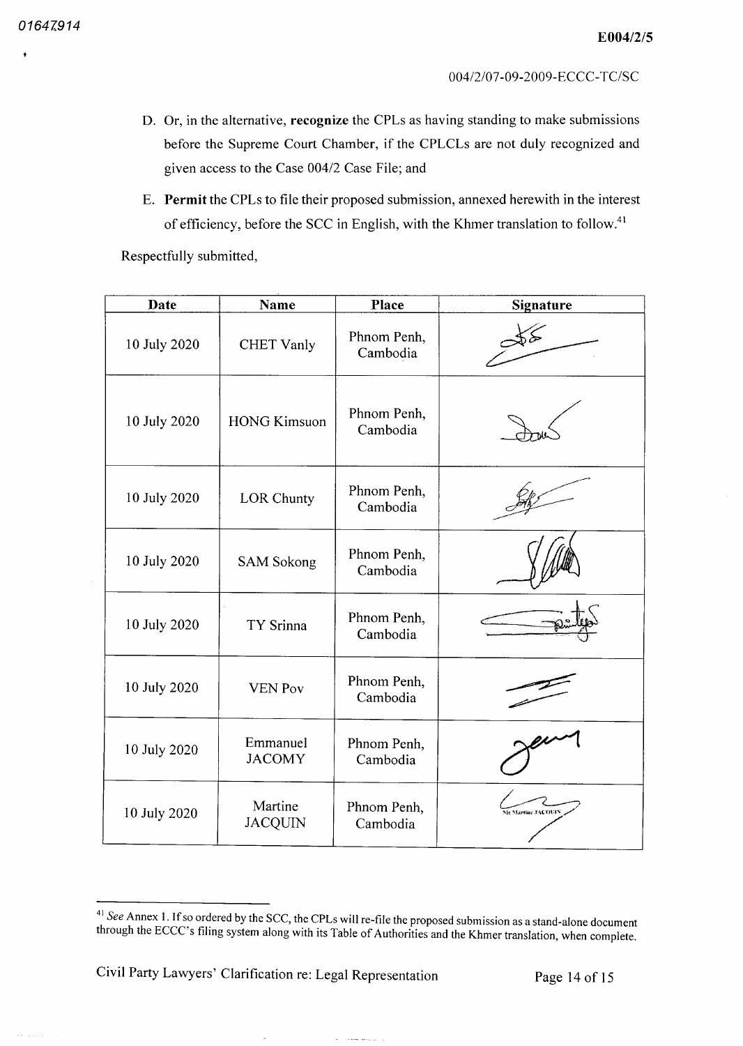D. Or, in the alternative, **recognize** the CPLs as having standing to make submissions before the Supreme Court Chamber, if the CPLCLs are not duly recognized and given access to the Case 004/2 Case File; and

E. **Permit** the CPLs to file their proposed submission, annexed herewith in the interest of efficiency, before the SCC in English, with the Khmer translation to follow.[41]

Respectfully submitted,

| Date | Name | Place | Signature |
|---|---|---|---|
| 10 July 2020 | CHET Vanly | Phnom Penh, Cambodia | |
| 10 July 2020 | HONG Kimsuon | Phnom Penh, Cambodia | |
| 10 July 2020 | LOR Chunty | Phnom Penh, Cambodia | |
| 10 July 2020 | SAM Sokong | Phnom Penh, Cambodia | |
| 10 July 2020 | TY Srinna | Phnom Penh, Cambodia | |
| 10 July 2020 | VEN Pov | Phnom Penh, Cambodia | |
| 10 July 2020 | Emmanuel JACOMY | Phnom Penh, Cambodia | |
| 10 July 2020 | Martine JACQUIN | Phnom Penh, Cambodia | Me Martine JACQUIN |

[41] *See* Annex 1. If so ordered by the SCC, the CPLs will re-file the proposed submission as a stand-alone document through the ECCC's filing system along with its Table of Authorities and the Khmer translation, when complete.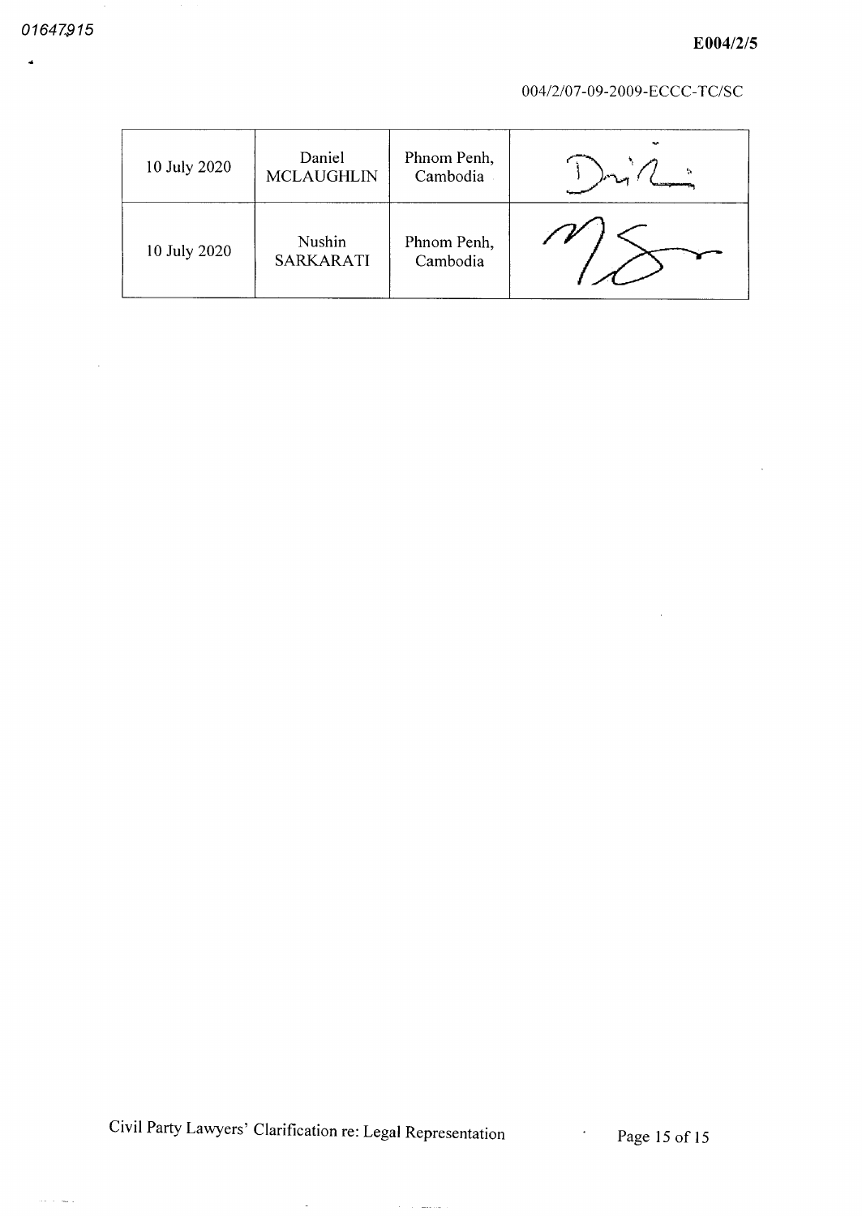| | | | |
|---|---|---|---|
| 10 July 2020 | Daniel MCLAUGHLIN | Phnom Penh, Cambodia | |
| 10 July 2020 | Nushin SARKARATI | Phnom Penh, Cambodia | |